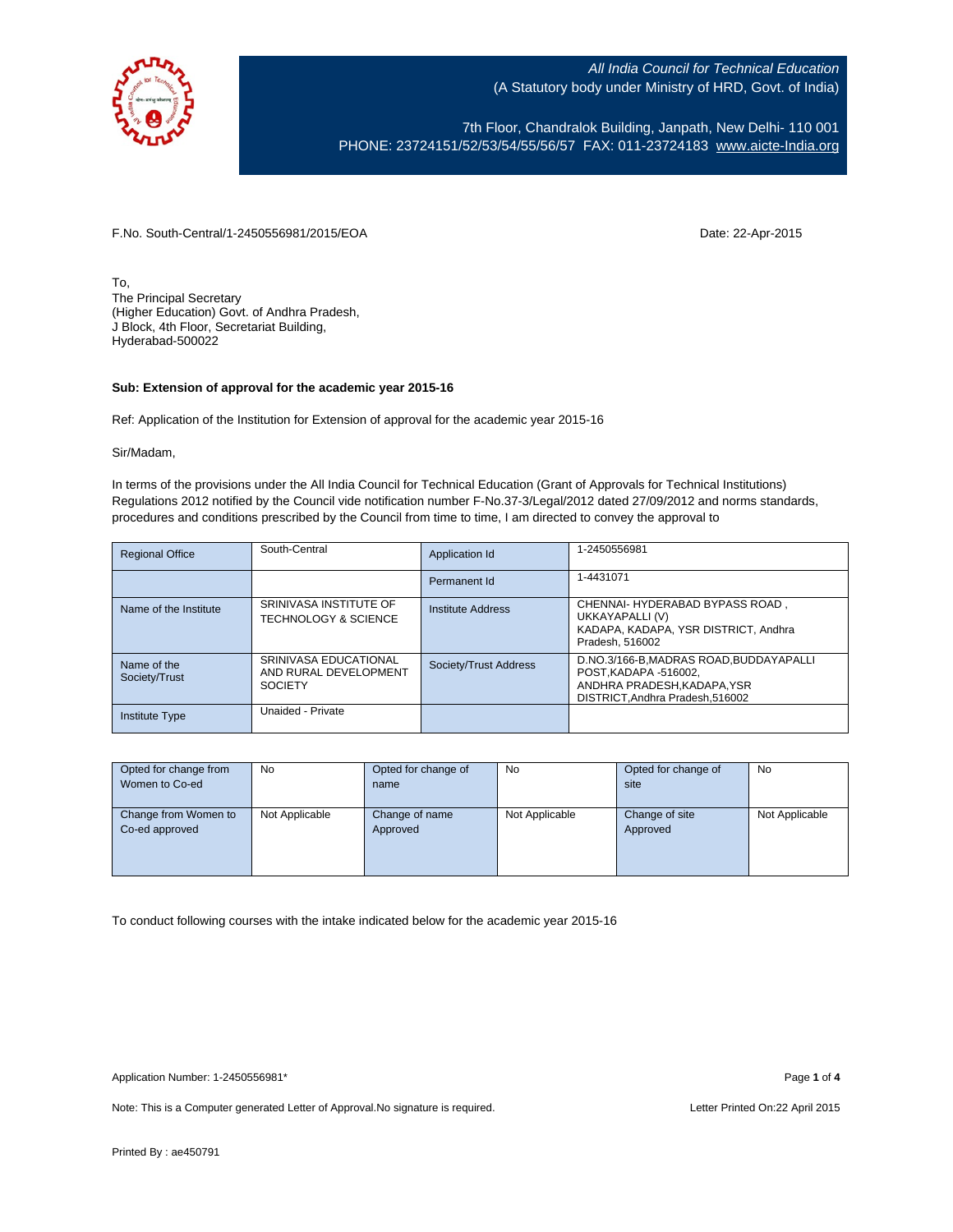*All India Council for Technical Education*
(A Statutory body under Ministry of HRD, Govt. of India)

7th Floor, Chandralok Building, Janpath, New Delhi- 110 001
PHONE: 23724151/52/53/54/55/56/57 FAX: 011-23724183 www.aicte-India.org

F.No. South-Central/1-2450556981/2015/EOA

Date: 22-Apr-2015

To,
The Principal Secretary
(Higher Education) Govt. of Andhra Pradesh,
J Block, 4th Floor, Secretariat Building,
Hyderabad-500022

**Sub: Extension of approval for the academic year 2015-16**

Ref: Application of the Institution for Extension of approval for the academic year 2015-16

Sir/Madam,

In terms of the provisions under the All India Council for Technical Education (Grant of Approvals for Technical Institutions) Regulations 2012 notified by the Council vide notification number F-No.37-3/Legal/2012 dated 27/09/2012 and norms standards, procedures and conditions prescribed by the Council from time to time, I am directed to convey the approval to

| Regional Office | South-Central | Application Id | 1-2450556981 |
|---|---|---|---|
| | | Permanent Id | 1-4431071 |
| Name of the Institute | SRINIVASA INSTITUTE OF TECHNOLOGY & SCIENCE | Institute Address | CHENNAI- HYDERABAD BYPASS ROAD , UKKAYAPALLI (V) KADAPA, KADAPA, YSR DISTRICT, Andhra Pradesh, 516002 |
| Name of the Society/Trust | SRINIVASA EDUCATIONAL AND RURAL DEVELOPMENT SOCIETY | Society/Trust Address | D.NO.3/166-B,MADRAS ROAD,BUDDAYAPALLI POST,KADAPA -516002, ANDHRA PRADESH,KADAPA,YSR DISTRICT,Andhra Pradesh,516002 |
| Institute Type | Unaided - Private | | |

| Opted for change from Women to Co-ed | No | Opted for change of name | No | Opted for change of site | No |
|---|---|---|---|---|---|
| Change from Women to Co-ed approved | Not Applicable | Change of name Approved | Not Applicable | Change of site Approved | Not Applicable |

To conduct following courses with the intake indicated below for the academic year 2015-16

Application Number: 1-2450556981*

Note: This is a Computer generated Letter of Approval.No signature is required.

Letter Printed On:22 April 2015

Printed By : ae450791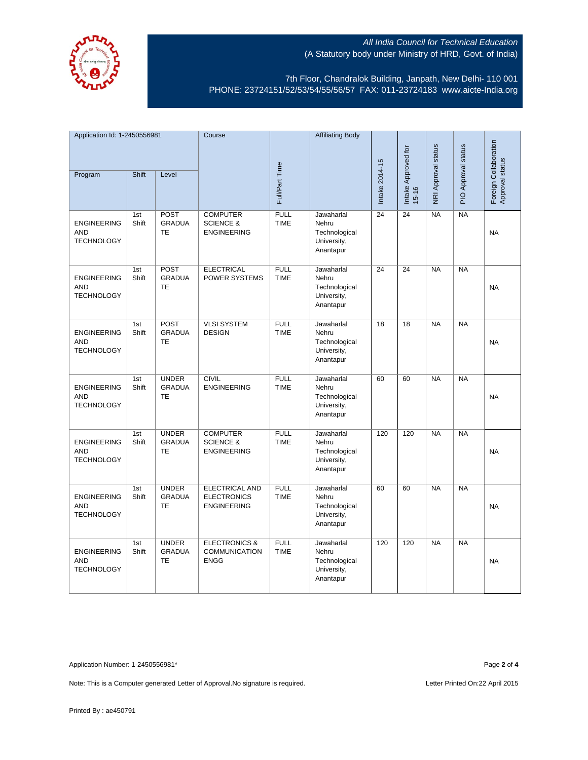All India Council for Technical Education
(A Statutory body under Ministry of HRD, Govt. of India)

7th Floor, Chandralok Building, Janpath, New Delhi- 110 001
PHONE: 23724151/52/53/54/55/56/57 FAX: 011-23724183 www.aicte-India.org

| Application Id: 1-2450556981 | | | Course | Full/Part Time | Affiliating Body | Intake 2014-15 | Intake Approved for 15-16 | NRI Approval status | PIO Approval status | Foreign Collaboration Approval status |
|---|---|---|---|---|---|---|---|---|---|---|
| Program | Shift | Level | | | | | | | | |
| ENGINEERING AND TECHNOLOGY | 1st Shift | POST GRADUATE | COMPUTER SCIENCE & ENGINEERING | FULL TIME | Jawaharlal Nehru Technological University, Anantapur | 24 | 24 | NA | NA | NA |
| ENGINEERING AND TECHNOLOGY | 1st Shift | POST GRADUATE | ELECTRICAL POWER SYSTEMS | FULL TIME | Jawaharlal Nehru Technological University, Anantapur | 24 | 24 | NA | NA | NA |
| ENGINEERING AND TECHNOLOGY | 1st Shift | POST GRADUATE | VLSI SYSTEM DESIGN | FULL TIME | Jawaharlal Nehru Technological University, Anantapur | 18 | 18 | NA | NA | NA |
| ENGINEERING AND TECHNOLOGY | 1st Shift | UNDER GRADUATE | CIVIL ENGINEERING | FULL TIME | Jawaharlal Nehru Technological University, Anantapur | 60 | 60 | NA | NA | NA |
| ENGINEERING AND TECHNOLOGY | 1st Shift | UNDER GRADUATE | COMPUTER SCIENCE & ENGINEERING | FULL TIME | Jawaharlal Nehru Technological University, Anantapur | 120 | 120 | NA | NA | NA |
| ENGINEERING AND TECHNOLOGY | 1st Shift | UNDER GRADUATE | ELECTRICAL AND ELECTRONICS ENGINEERING | FULL TIME | Jawaharlal Nehru Technological University, Anantapur | 60 | 60 | NA | NA | NA |
| ENGINEERING AND TECHNOLOGY | 1st Shift | UNDER GRADUATE | ELECTRONICS & COMMUNICATION ENGG | FULL TIME | Jawaharlal Nehru Technological University, Anantapur | 120 | 120 | NA | NA | NA |

Application Number: 1-2450556981*

Note: This is a Computer generated Letter of Approval.No signature is required.

Letter Printed On:22 April 2015

Printed By : ae450791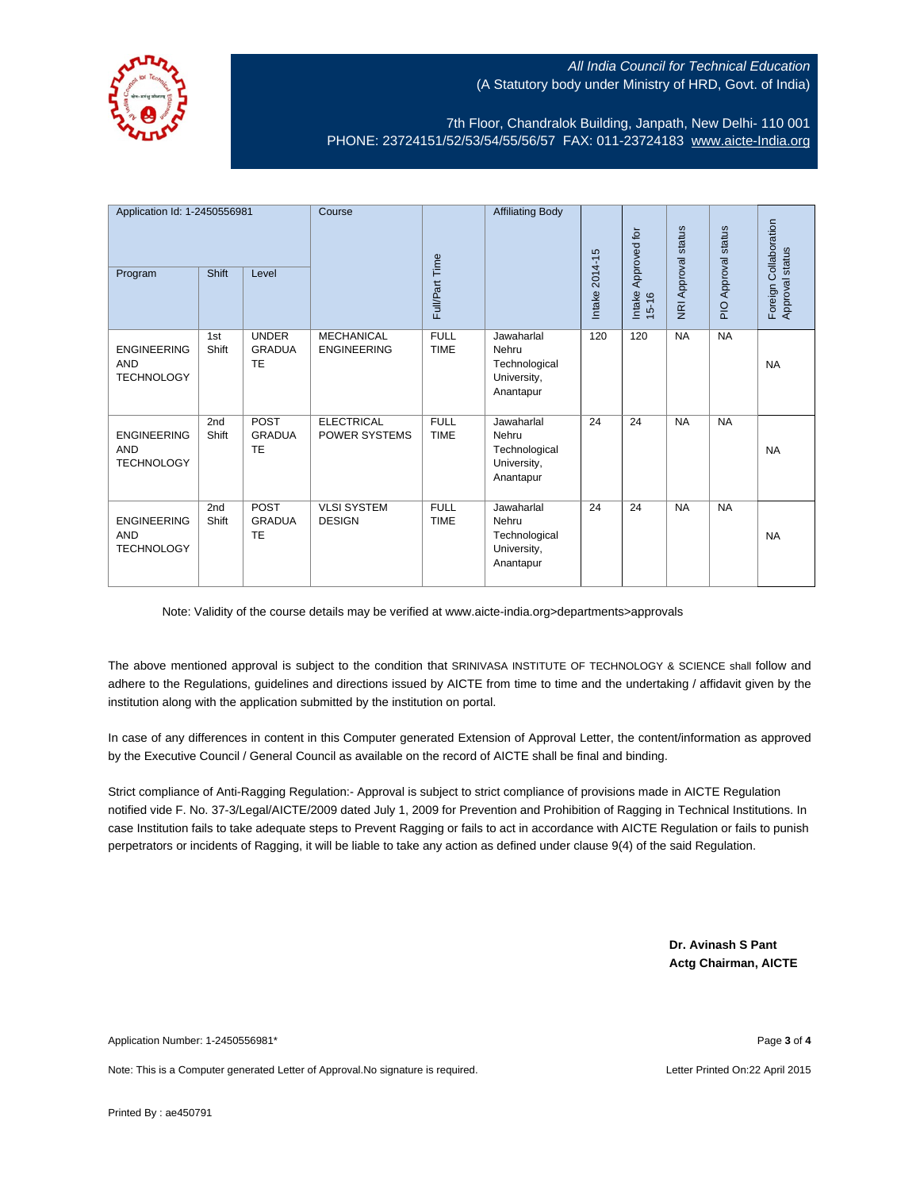All India Council for Technical Education
(A Statutory body under Ministry of HRD, Govt. of India)

7th Floor, Chandralok Building, Janpath, New Delhi- 110 001
PHONE: 23724151/52/53/54/55/56/57 FAX: 011-23724183 www.aicte-India.org

| Application Id: 1-2450556981 | | | Course | Full/Part Time | Affiliating Body | Intake 2014-15 | Intake Approved for 15-16 | NRI Approval status | PIO Approval status | Foreign Collaboration Approval status |
|---|---|---|---|---|---|---|---|---|---|---|
| Program | Shift | Level | | | | | | | | |
| ENGINEERING AND TECHNOLOGY | 1st Shift | UNDER GRADUATE | MECHANICAL ENGINEERING | FULL TIME | Jawaharlal Nehru Technological University, Anantapur | 120 | 120 | NA | NA | NA |
| ENGINEERING AND TECHNOLOGY | 2nd Shift | POST GRADUATE | ELECTRICAL POWER SYSTEMS | FULL TIME | Jawaharlal Nehru Technological University, Anantapur | 24 | 24 | NA | NA | NA |
| ENGINEERING AND TECHNOLOGY | 2nd Shift | POST GRADUATE | VLSI SYSTEM DESIGN | FULL TIME | Jawaharlal Nehru Technological University, Anantapur | 24 | 24 | NA | NA | NA |

Note: Validity of the course details may be verified at www.aicte-india.org>departments>approvals

The above mentioned approval is subject to the condition that SRINIVASA INSTITUTE OF TECHNOLOGY & SCIENCE shall follow and adhere to the Regulations, guidelines and directions issued by AICTE from time to time and the undertaking / affidavit given by the institution along with the application submitted by the institution on portal.

In case of any differences in content in this Computer generated Extension of Approval Letter, the content/information as approved by the Executive Council / General Council as available on the record of AICTE shall be final and binding.

Strict compliance of Anti-Ragging Regulation:- Approval is subject to strict compliance of provisions made in AICTE Regulation notified vide F. No. 37-3/Legal/AICTE/2009 dated July 1, 2009 for Prevention and Prohibition of Ragging in Technical Institutions. In case Institution fails to take adequate steps to Prevent Ragging or fails to act in accordance with AICTE Regulation or fails to punish perpetrators or incidents of Ragging, it will be liable to take any action as defined under clause 9(4) of the said Regulation.

**Dr. Avinash S Pant**
**Actg Chairman, AICTE**

Application Number: 1-2450556981*

Note: This is a Computer generated Letter of Approval.No signature is required.

Letter Printed On:22 April 2015

Printed By : ae450791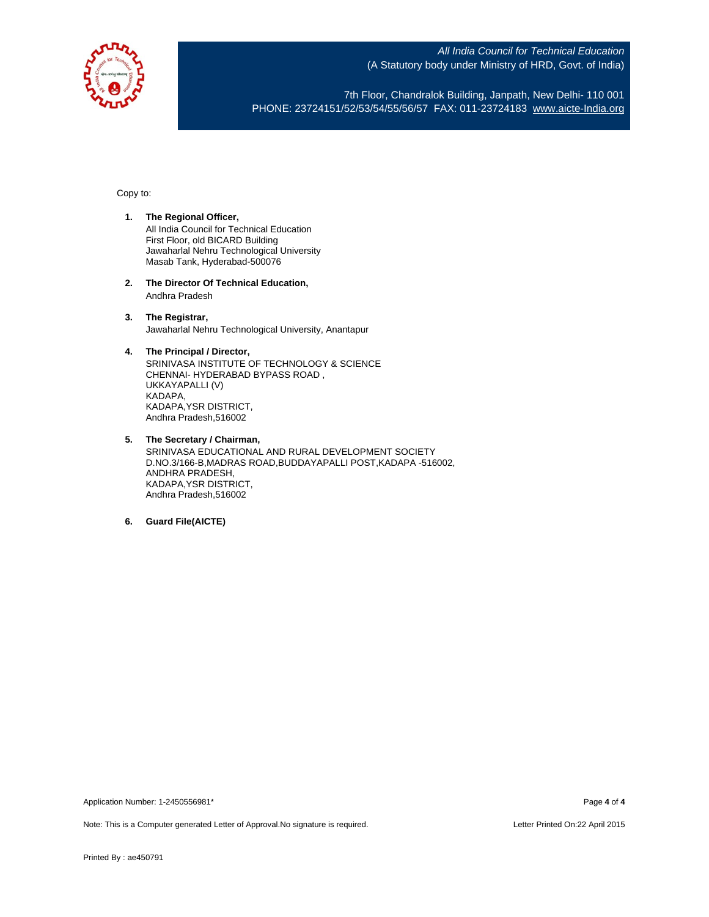*All India Council for Technical Education*
(A Statutory body under Ministry of HRD, Govt. of India)

7th Floor, Chandralok Building, Janpath, New Delhi- 110 001
PHONE: 23724151/52/53/54/55/56/57 FAX: 011-23724183 www.aicte-India.org

Copy to:

1. **The Regional Officer,**
   All India Council for Technical Education
   First Floor, old BICARD Building
   Jawaharlal Nehru Technological University
   Masab Tank, Hyderabad-500076

2. **The Director Of Technical Education,**
   Andhra Pradesh

3. **The Registrar,**
   Jawaharlal Nehru Technological University, Anantapur

4. **The Principal / Director,**
   SRINIVASA INSTITUTE OF TECHNOLOGY & SCIENCE
   CHENNAI- HYDERABAD BYPASS ROAD ,
   UKKAYAPALLI (V)
   KADAPA,
   KADAPA,YSR DISTRICT,
   Andhra Pradesh,516002

5. **The Secretary / Chairman,**
   SRINIVASA EDUCATIONAL AND RURAL DEVELOPMENT SOCIETY
   D.NO.3/166-B,MADRAS ROAD,BUDDAYAPALLI POST,KADAPA -516002,
   ANDHRA PRADESH,
   KADAPA,YSR DISTRICT,
   Andhra Pradesh,516002

6. **Guard File(AICTE)**

Application Number: 1-2450556981*

Note: This is a Computer generated Letter of Approval.No signature is required.

Letter Printed On:22 April 2015

Printed By : ae450791